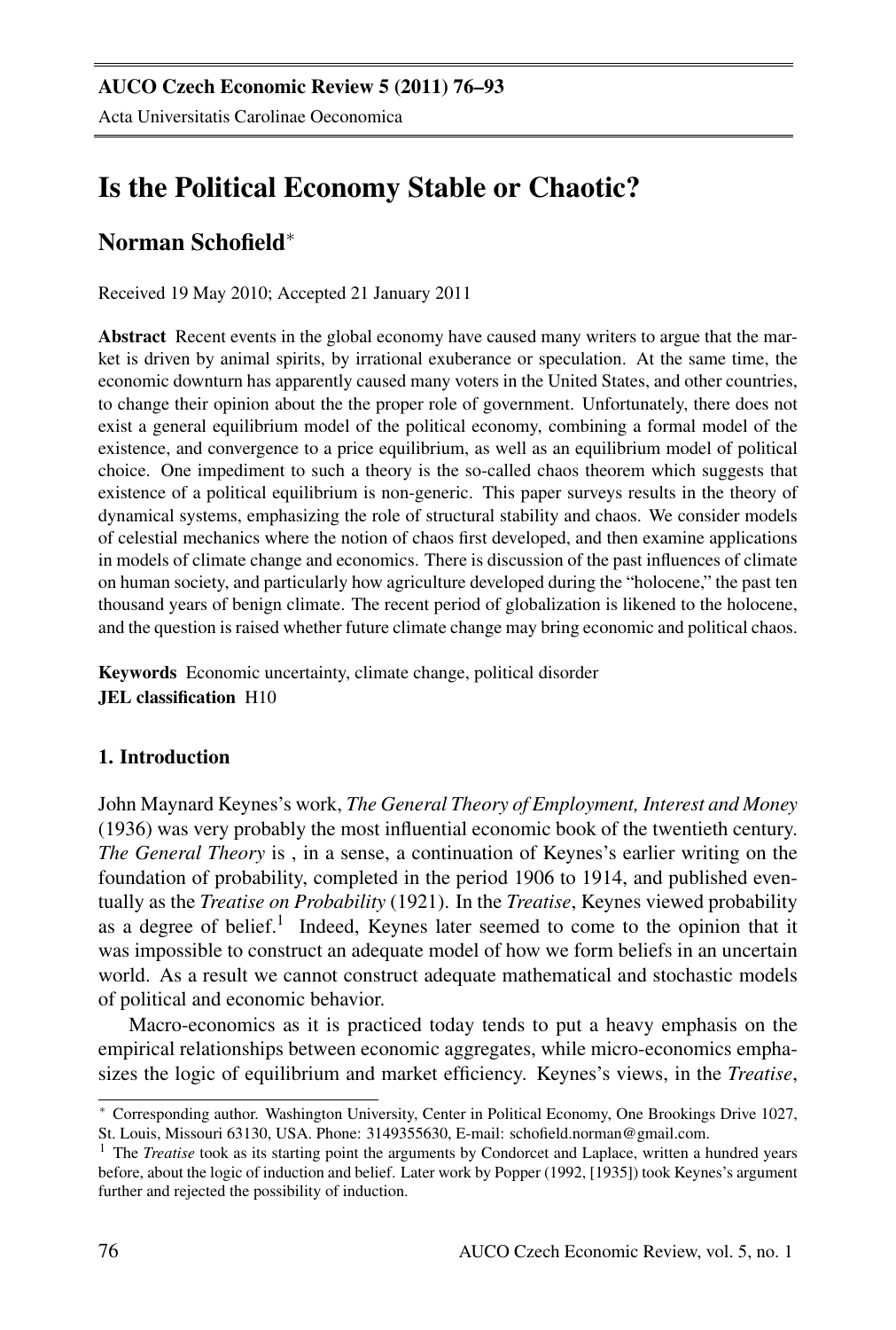# Is the Political Economy Stable or Chaotic?

**Norman Schofield***

Received 19 May 2010; Accepted 21 January 2011

**Abstract** Recent events in the global economy have caused many writers to argue that the market is driven by animal spirits, by irrational exuberance or speculation. At the same time, the economic downturn has apparently caused many voters in the United States, and other countries, to change their opinion about the the proper role of government. Unfortunately, there does not exist a general equilibrium model of the political economy, combining a formal model of the existence, and convergence to a price equilibrium, as well as an equilibrium model of political choice. One impediment to such a theory is the so-called chaos theorem which suggests that existence of a political equilibrium is non-generic. This paper surveys results in the theory of dynamical systems, emphasizing the role of structural stability and chaos. We consider models of celestial mechanics where the notion of chaos first developed, and then examine applications in models of climate change and economics. There is discussion of the past influences of climate on human society, and particularly how agriculture developed during the "holocene," the past ten thousand years of benign climate. The recent period of globalization is likened to the holocene, and the question is raised whether future climate change may bring economic and political chaos.

**Keywords** Economic uncertainty, climate change, political disorder
**JEL classification** H10

## 1. Introduction

John Maynard Keynes's work, *The General Theory of Employment, Interest and Money* (1936) was very probably the most influential economic book of the twentieth century. *The General Theory* is , in a sense, a continuation of Keynes's earlier writing on the foundation of probability, completed in the period 1906 to 1914, and published eventually as the *Treatise on Probability* (1921). In the *Treatise*, Keynes viewed probability as a degree of belief.[1] Indeed, Keynes later seemed to come to the opinion that it was impossible to construct an adequate model of how we form beliefs in an uncertain world. As a result we cannot construct adequate mathematical and stochastic models of political and economic behavior.

Macro-economics as it is practiced today tends to put a heavy emphasis on the empirical relationships between economic aggregates, while micro-economics emphasizes the logic of equilibrium and market efficiency. Keynes's views, in the *Treatise*,

---

* Corresponding author. Washington University, Center in Political Economy, One Brookings Drive 1027, St. Louis, Missouri 63130, USA. Phone: 3149355630, E-mail: schofield.norman@gmail.com.

[1] The *Treatise* took as its starting point the arguments by Condorcet and Laplace, written a hundred years before, about the logic of induction and belief. Later work by Popper (1992, [1935]) took Keynes's argument further and rejected the possibility of induction.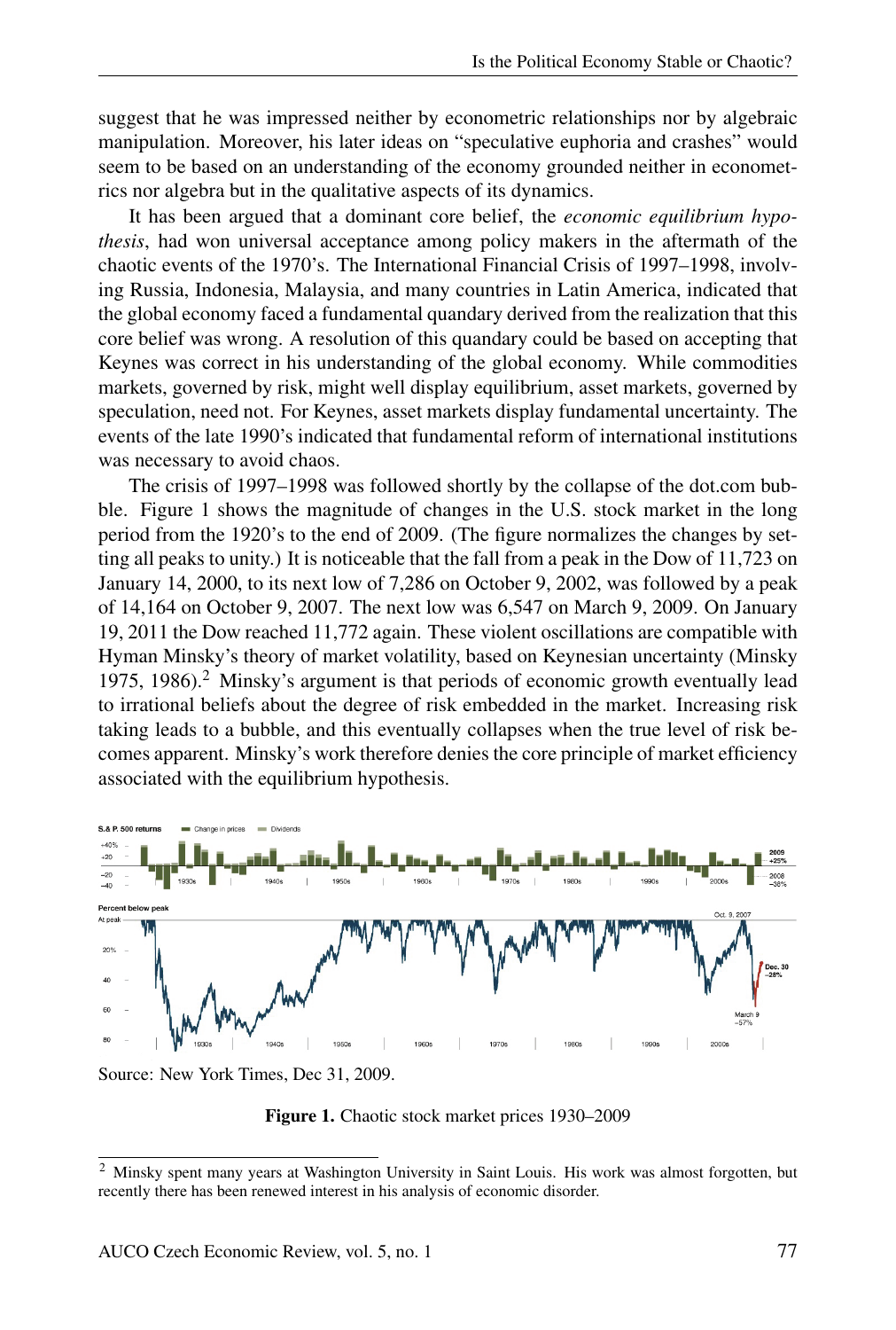suggest that he was impressed neither by econometric relationships nor by algebraic manipulation. Moreover, his later ideas on "speculative euphoria and crashes" would seem to be based on an understanding of the economy grounded neither in econometrics nor algebra but in the qualitative aspects of its dynamics.

It has been argued that a dominant core belief, the *economic equilibrium hypothesis*, had won universal acceptance among policy makers in the aftermath of the chaotic events of the 1970's. The International Financial Crisis of 1997–1998, involving Russia, Indonesia, Malaysia, and many countries in Latin America, indicated that the global economy faced a fundamental quandary derived from the realization that this core belief was wrong. A resolution of this quandary could be based on accepting that Keynes was correct in his understanding of the global economy. While commodities markets, governed by risk, might well display equilibrium, asset markets, governed by speculation, need not. For Keynes, asset markets display fundamental uncertainty. The events of the late 1990's indicated that fundamental reform of international institutions was necessary to avoid chaos.

The crisis of 1997–1998 was followed shortly by the collapse of the dot.com bubble. Figure 1 shows the magnitude of changes in the U.S. stock market in the long period from the 1920's to the end of 2009. (The figure normalizes the changes by setting all peaks to unity.) It is noticeable that the fall from a peak in the Dow of 11,723 on January 14, 2000, to its next low of 7,286 on October 9, 2002, was followed by a peak of 14,164 on October 9, 2007. The next low was 6,547 on March 9, 2009. On January 19, 2011 the Dow reached 11,772 again. These violent oscillations are compatible with Hyman Minsky's theory of market volatility, based on Keynesian uncertainty (Minsky 1975, 1986).[2] Minsky's argument is that periods of economic growth eventually lead to irrational beliefs about the degree of risk embedded in the market. Increasing risk taking leads to a bubble, and this eventually collapses when the true level of risk becomes apparent. Minsky's work therefore denies the core principle of market efficiency associated with the equilibrium hypothesis.

Source: New York Times, Dec 31, 2009.

**Figure 1.** Chaotic stock market prices 1930–2009

[2] Minsky spent many years at Washington University in Saint Louis. His work was almost forgotten, but recently there has been renewed interest in his analysis of economic disorder.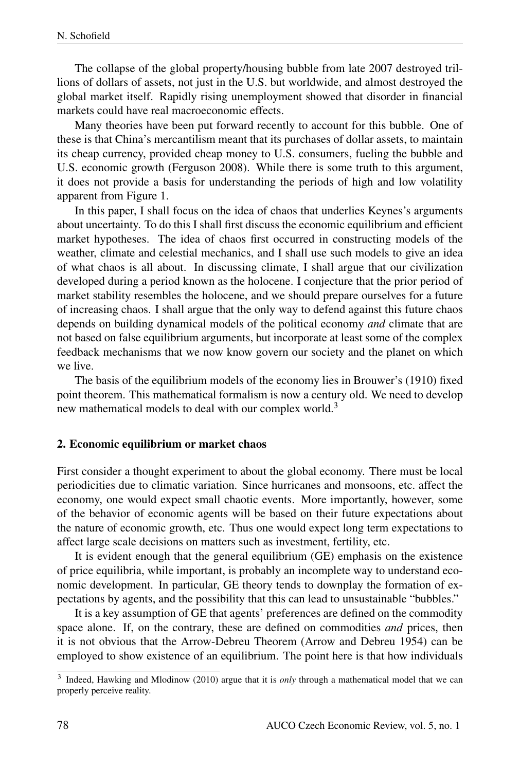The collapse of the global property/housing bubble from late 2007 destroyed trillions of dollars of assets, not just in the U.S. but worldwide, and almost destroyed the global market itself. Rapidly rising unemployment showed that disorder in financial markets could have real macroeconomic effects.

Many theories have been put forward recently to account for this bubble. One of these is that China's mercantilism meant that its purchases of dollar assets, to maintain its cheap currency, provided cheap money to U.S. consumers, fueling the bubble and U.S. economic growth (Ferguson 2008). While there is some truth to this argument, it does not provide a basis for understanding the periods of high and low volatility apparent from Figure 1.

In this paper, I shall focus on the idea of chaos that underlies Keynes's arguments about uncertainty. To do this I shall first discuss the economic equilibrium and efficient market hypotheses. The idea of chaos first occurred in constructing models of the weather, climate and celestial mechanics, and I shall use such models to give an idea of what chaos is all about. In discussing climate, I shall argue that our civilization developed during a period known as the holocene. I conjecture that the prior period of market stability resembles the holocene, and we should prepare ourselves for a future of increasing chaos. I shall argue that the only way to defend against this future chaos depends on building dynamical models of the political economy *and* climate that are not based on false equilibrium arguments, but incorporate at least some of the complex feedback mechanisms that we now know govern our society and the planet on which we live.

The basis of the equilibrium models of the economy lies in Brouwer's (1910) fixed point theorem. This mathematical formalism is now a century old. We need to develop new mathematical models to deal with our complex world.[3]

## 2. Economic equilibrium or market chaos

First consider a thought experiment to about the global economy. There must be local periodicities due to climatic variation. Since hurricanes and monsoons, etc. affect the economy, one would expect small chaotic events. More importantly, however, some of the behavior of economic agents will be based on their future expectations about the nature of economic growth, etc. Thus one would expect long term expectations to affect large scale decisions on matters such as investment, fertility, etc.

It is evident enough that the general equilibrium (GE) emphasis on the existence of price equilibria, while important, is probably an incomplete way to understand economic development. In particular, GE theory tends to downplay the formation of expectations by agents, and the possibility that this can lead to unsustainable "bubbles."

It is a key assumption of GE that agents' preferences are defined on the commodity space alone. If, on the contrary, these are defined on commodities *and* prices, then it is not obvious that the Arrow-Debreu Theorem (Arrow and Debreu 1954) can be employed to show existence of an equilibrium. The point here is that how individuals

[3] Indeed, Hawking and Mlodinow (2010) argue that it is *only* through a mathematical model that we can properly perceive reality.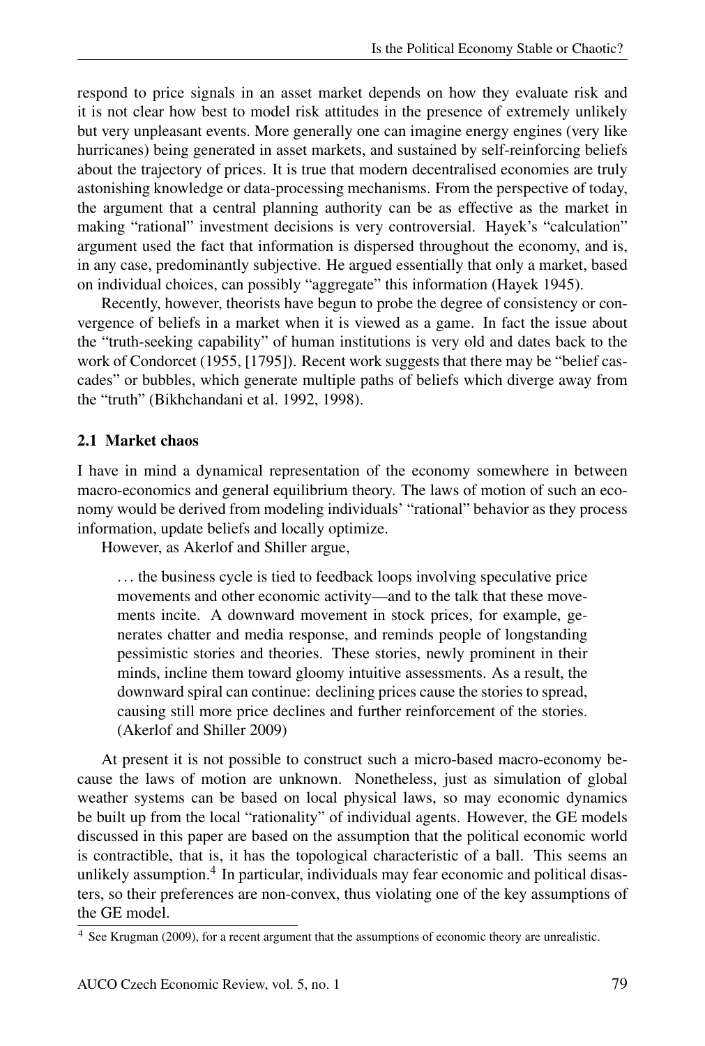respond to price signals in an asset market depends on how they evaluate risk and it is not clear how best to model risk attitudes in the presence of extremely unlikely but very unpleasant events. More generally one can imagine energy engines (very like hurricanes) being generated in asset markets, and sustained by self-reinforcing beliefs about the trajectory of prices. It is true that modern decentralised economies are truly astonishing knowledge or data-processing mechanisms. From the perspective of today, the argument that a central planning authority can be as effective as the market in making "rational" investment decisions is very controversial. Hayek's "calculation" argument used the fact that information is dispersed throughout the economy, and is, in any case, predominantly subjective. He argued essentially that only a market, based on individual choices, can possibly "aggregate" this information (Hayek 1945).

Recently, however, theorists have begun to probe the degree of consistency or convergence of beliefs in a market when it is viewed as a game. In fact the issue about the "truth-seeking capability" of human institutions is very old and dates back to the work of Condorcet (1955, [1795]). Recent work suggests that there may be "belief cascades" or bubbles, which generate multiple paths of beliefs which diverge away from the "truth" (Bikhchandani et al. 1992, 1998).

### 2.1 Market chaos

I have in mind a dynamical representation of the economy somewhere in between macro-economics and general equilibrium theory. The laws of motion of such an economy would be derived from modeling individuals' "rational" behavior as they process information, update beliefs and locally optimize.

However, as Akerlof and Shiller argue,

> . . . the business cycle is tied to feedback loops involving speculative price movements and other economic activity—and to the talk that these movements incite. A downward movement in stock prices, for example, generates chatter and media response, and reminds people of longstanding pessimistic stories and theories. These stories, newly prominent in their minds, incline them toward gloomy intuitive assessments. As a result, the downward spiral can continue: declining prices cause the stories to spread, causing still more price declines and further reinforcement of the stories. (Akerlof and Shiller 2009)

At present it is not possible to construct such a micro-based macro-economy because the laws of motion are unknown. Nonetheless, just as simulation of global weather systems can be based on local physical laws, so may economic dynamics be built up from the local "rationality" of individual agents. However, the GE models discussed in this paper are based on the assumption that the political economic world is contractible, that is, it has the topological characteristic of a ball. This seems an unlikely assumption.[4] In particular, individuals may fear economic and political disasters, so their preferences are non-convex, thus violating one of the key assumptions of the GE model.

[4] See Krugman (2009), for a recent argument that the assumptions of economic theory are unrealistic.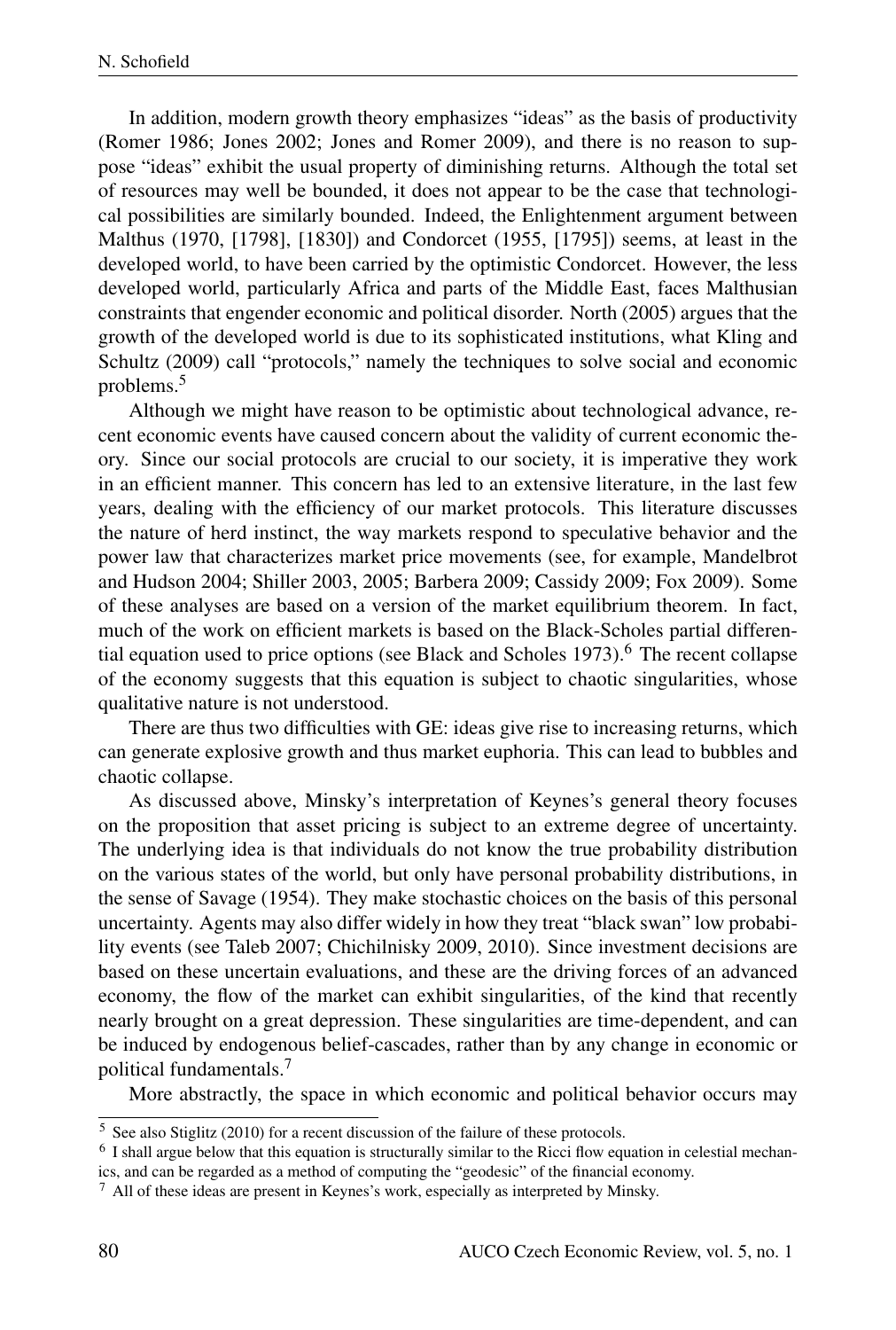In addition, modern growth theory emphasizes "ideas" as the basis of productivity (Romer 1986; Jones 2002; Jones and Romer 2009), and there is no reason to suppose "ideas" exhibit the usual property of diminishing returns. Although the total set of resources may well be bounded, it does not appear to be the case that technological possibilities are similarly bounded. Indeed, the Enlightenment argument between Malthus (1970, [1798], [1830]) and Condorcet (1955, [1795]) seems, at least in the developed world, to have been carried by the optimistic Condorcet. However, the less developed world, particularly Africa and parts of the Middle East, faces Malthusian constraints that engender economic and political disorder. North (2005) argues that the growth of the developed world is due to its sophisticated institutions, what Kling and Schultz (2009) call "protocols," namely the techniques to solve social and economic problems.[5]

Although we might have reason to be optimistic about technological advance, recent economic events have caused concern about the validity of current economic theory. Since our social protocols are crucial to our society, it is imperative they work in an efficient manner. This concern has led to an extensive literature, in the last few years, dealing with the efficiency of our market protocols. This literature discusses the nature of herd instinct, the way markets respond to speculative behavior and the power law that characterizes market price movements (see, for example, Mandelbrot and Hudson 2004; Shiller 2003, 2005; Barbera 2009; Cassidy 2009; Fox 2009). Some of these analyses are based on a version of the market equilibrium theorem. In fact, much of the work on efficient markets is based on the Black-Scholes partial differential equation used to price options (see Black and Scholes 1973).[6] The recent collapse of the economy suggests that this equation is subject to chaotic singularities, whose qualitative nature is not understood.

There are thus two difficulties with GE: ideas give rise to increasing returns, which can generate explosive growth and thus market euphoria. This can lead to bubbles and chaotic collapse.

As discussed above, Minsky's interpretation of Keynes's general theory focuses on the proposition that asset pricing is subject to an extreme degree of uncertainty. The underlying idea is that individuals do not know the true probability distribution on the various states of the world, but only have personal probability distributions, in the sense of Savage (1954). They make stochastic choices on the basis of this personal uncertainty. Agents may also differ widely in how they treat "black swan" low probability events (see Taleb 2007; Chichilnisky 2009, 2010). Since investment decisions are based on these uncertain evaluations, and these are the driving forces of an advanced economy, the flow of the market can exhibit singularities, of the kind that recently nearly brought on a great depression. These singularities are time-dependent, and can be induced by endogenous belief-cascades, rather than by any change in economic or political fundamentals.[7]

More abstractly, the space in which economic and political behavior occurs may

---

[5] See also Stiglitz (2010) for a recent discussion of the failure of these protocols.

[6] I shall argue below that this equation is structurally similar to the Ricci flow equation in celestial mechanics, and can be regarded as a method of computing the "geodesic" of the financial economy.

[7] All of these ideas are present in Keynes's work, especially as interpreted by Minsky.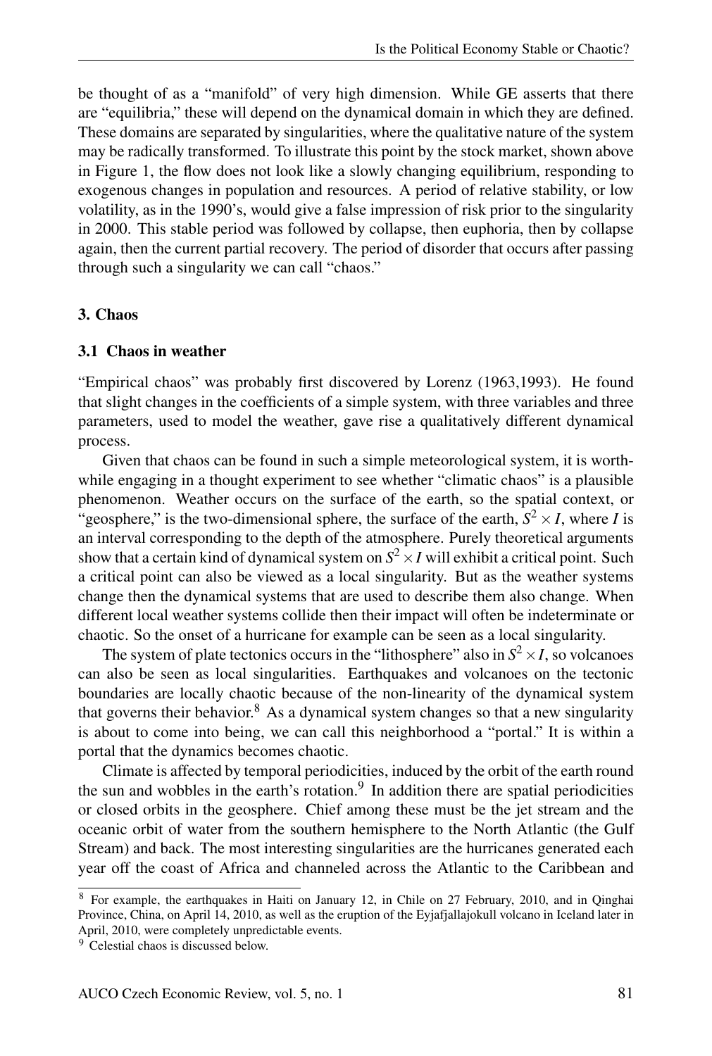be thought of as a "manifold" of very high dimension. While GE asserts that there are "equilibria," these will depend on the dynamical domain in which they are defined. These domains are separated by singularities, where the qualitative nature of the system may be radically transformed. To illustrate this point by the stock market, shown above in Figure 1, the flow does not look like a slowly changing equilibrium, responding to exogenous changes in population and resources. A period of relative stability, or low volatility, as in the 1990's, would give a false impression of risk prior to the singularity in 2000. This stable period was followed by collapse, then euphoria, then by collapse again, then the current partial recovery. The period of disorder that occurs after passing through such a singularity we can call "chaos."

## 3. Chaos

### 3.1 Chaos in weather

"Empirical chaos" was probably first discovered by Lorenz (1963,1993). He found that slight changes in the coefficients of a simple system, with three variables and three parameters, used to model the weather, gave rise a qualitatively different dynamical process.

Given that chaos can be found in such a simple meteorological system, it is worthwhile engaging in a thought experiment to see whether "climatic chaos" is a plausible phenomenon. Weather occurs on the surface of the earth, so the spatial context, or "geosphere," is the two-dimensional sphere, the surface of the earth, $S^2 \times I$, where $I$ is an interval corresponding to the depth of the atmosphere. Purely theoretical arguments show that a certain kind of dynamical system on $S^2 \times I$ will exhibit a critical point. Such a critical point can also be viewed as a local singularity. But as the weather systems change then the dynamical systems that are used to describe them also change. When different local weather systems collide then their impact will often be indeterminate or chaotic. So the onset of a hurricane for example can be seen as a local singularity.

The system of plate tectonics occurs in the "lithosphere" also in $S^2 \times I$, so volcanoes can also be seen as local singularities. Earthquakes and volcanoes on the tectonic boundaries are locally chaotic because of the non-linearity of the dynamical system that governs their behavior.[8] As a dynamical system changes so that a new singularity is about to come into being, we can call this neighborhood a "portal." It is within a portal that the dynamics becomes chaotic.

Climate is affected by temporal periodicities, induced by the orbit of the earth round the sun and wobbles in the earth's rotation.[9] In addition there are spatial periodicities or closed orbits in the geosphere. Chief among these must be the jet stream and the oceanic orbit of water from the southern hemisphere to the North Atlantic (the Gulf Stream) and back. The most interesting singularities are the hurricanes generated each year off the coast of Africa and channeled across the Atlantic to the Caribbean and

[8] For example, the earthquakes in Haiti on January 12, in Chile on 27 February, 2010, and in Qinghai Province, China, on April 14, 2010, as well as the eruption of the Eyjafjallajokull volcano in Iceland later in April, 2010, were completely unpredictable events.

[9] Celestial chaos is discussed below.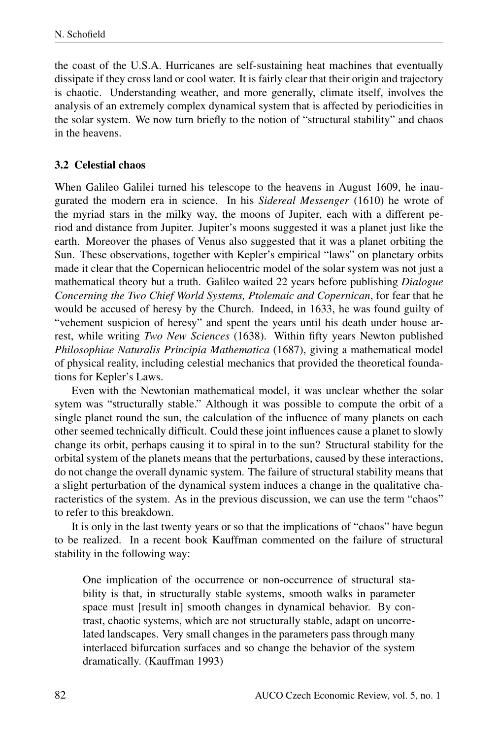the coast of the U.S.A. Hurricanes are self-sustaining heat machines that eventually dissipate if they cross land or cool water. It is fairly clear that their origin and trajectory is chaotic. Understanding weather, and more generally, climate itself, involves the analysis of an extremely complex dynamical system that is affected by periodicities in the solar system. We now turn briefly to the notion of "structural stability" and chaos in the heavens.

### 3.2 Celestial chaos

When Galileo Galilei turned his telescope to the heavens in August 1609, he inaugurated the modern era in science. In his *Sidereal Messenger* (1610) he wrote of the myriad stars in the milky way, the moons of Jupiter, each with a different period and distance from Jupiter. Jupiter's moons suggested it was a planet just like the earth. Moreover the phases of Venus also suggested that it was a planet orbiting the Sun. These observations, together with Kepler's empirical "laws" on planetary orbits made it clear that the Copernican heliocentric model of the solar system was not just a mathematical theory but a truth. Galileo waited 22 years before publishing *Dialogue Concerning the Two Chief World Systems, Ptolemaic and Copernican*, for fear that he would be accused of heresy by the Church. Indeed, in 1633, he was found guilty of "vehement suspicion of heresy" and spent the years until his death under house arrest, while writing *Two New Sciences* (1638). Within fifty years Newton published *Philosophiae Naturalis Principia Mathematica* (1687), giving a mathematical model of physical reality, including celestial mechanics that provided the theoretical foundations for Kepler's Laws.

Even with the Newtonian mathematical model, it was unclear whether the solar sytem was "structurally stable." Although it was possible to compute the orbit of a single planet round the sun, the calculation of the influence of many planets on each other seemed technically difficult. Could these joint influences cause a planet to slowly change its orbit, perhaps causing it to spiral in to the sun? Structural stability for the orbital system of the planets means that the perturbations, caused by these interactions, do not change the overall dynamic system. The failure of structural stability means that a slight perturbation of the dynamical system induces a change in the qualitative characteristics of the system. As in the previous discussion, we can use the term "chaos" to refer to this breakdown.

It is only in the last twenty years or so that the implications of "chaos" have begun to be realized. In a recent book Kauffman commented on the failure of structural stability in the following way:

> One implication of the occurrence or non-occurrence of structural stability is that, in structurally stable systems, smooth walks in parameter space must [result in] smooth changes in dynamical behavior. By contrast, chaotic systems, which are not structurally stable, adapt on uncorrelated landscapes. Very small changes in the parameters pass through many interlaced bifurcation surfaces and so change the behavior of the system dramatically. (Kauffman 1993)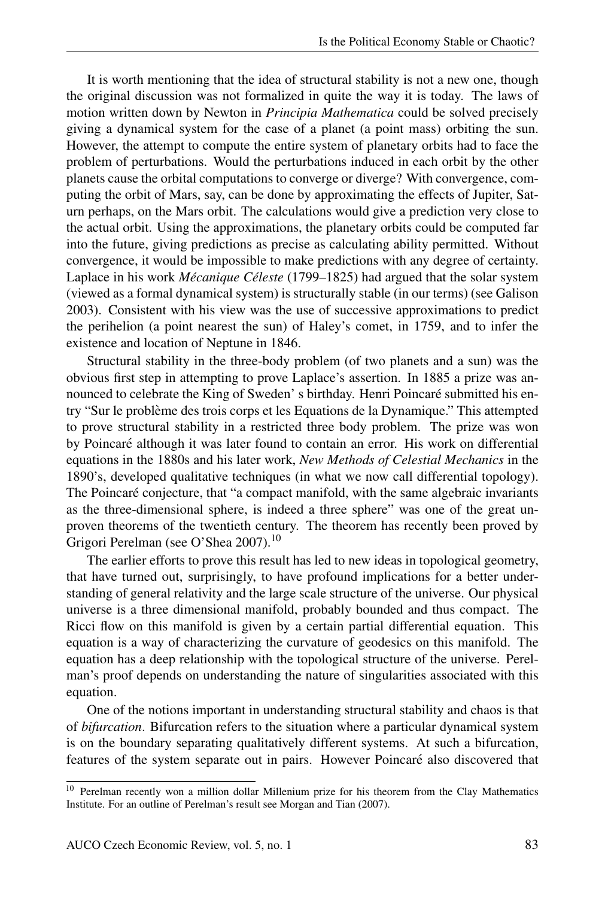It is worth mentioning that the idea of structural stability is not a new one, though the original discussion was not formalized in quite the way it is today. The laws of motion written down by Newton in *Principia Mathematica* could be solved precisely giving a dynamical system for the case of a planet (a point mass) orbiting the sun. However, the attempt to compute the entire system of planetary orbits had to face the problem of perturbations. Would the perturbations induced in each orbit by the other planets cause the orbital computations to converge or diverge? With convergence, computing the orbit of Mars, say, can be done by approximating the effects of Jupiter, Saturn perhaps, on the Mars orbit. The calculations would give a prediction very close to the actual orbit. Using the approximations, the planetary orbits could be computed far into the future, giving predictions as precise as calculating ability permitted. Without convergence, it would be impossible to make predictions with any degree of certainty. Laplace in his work *Mécanique Céleste* (1799–1825) had argued that the solar system (viewed as a formal dynamical system) is structurally stable (in our terms) (see Galison 2003). Consistent with his view was the use of successive approximations to predict the perihelion (a point nearest the sun) of Haley's comet, in 1759, and to infer the existence and location of Neptune in 1846.

Structural stability in the three-body problem (of two planets and a sun) was the obvious first step in attempting to prove Laplace's assertion. In 1885 a prize was announced to celebrate the King of Sweden' s birthday. Henri Poincaré submitted his entry "Sur le problème des trois corps et les Equations de la Dynamique." This attempted to prove structural stability in a restricted three body problem. The prize was won by Poincaré although it was later found to contain an error. His work on differential equations in the 1880s and his later work, *New Methods of Celestial Mechanics* in the 1890's, developed qualitative techniques (in what we now call differential topology). The Poincaré conjecture, that "a compact manifold, with the same algebraic invariants as the three-dimensional sphere, is indeed a three sphere" was one of the great unproven theorems of the twentieth century. The theorem has recently been proved by Grigori Perelman (see O'Shea 2007).[10]

The earlier efforts to prove this result has led to new ideas in topological geometry, that have turned out, surprisingly, to have profound implications for a better understanding of general relativity and the large scale structure of the universe. Our physical universe is a three dimensional manifold, probably bounded and thus compact. The Ricci flow on this manifold is given by a certain partial differential equation. This equation is a way of characterizing the curvature of geodesics on this manifold. The equation has a deep relationship with the topological structure of the universe. Perelman's proof depends on understanding the nature of singularities associated with this equation.

One of the notions important in understanding structural stability and chaos is that of *bifurcation*. Bifurcation refers to the situation where a particular dynamical system is on the boundary separating qualitatively different systems. At such a bifurcation, features of the system separate out in pairs. However Poincaré also discovered that

[10] Perelman recently won a million dollar Millenium prize for his theorem from the Clay Mathematics Institute. For an outline of Perelman's result see Morgan and Tian (2007).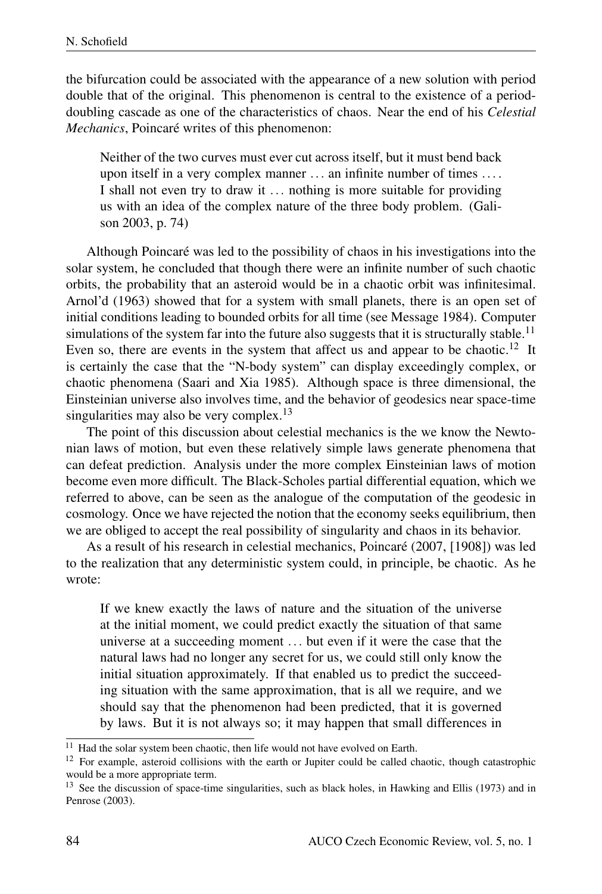the bifurcation could be associated with the appearance of a new solution with period double that of the original. This phenomenon is central to the existence of a period-doubling cascade as one of the characteristics of chaos. Near the end of his *Celestial Mechanics*, Poincaré writes of this phenomenon:

> Neither of the two curves must ever cut across itself, but it must bend back upon itself in a very complex manner ... an infinite number of times .... I shall not even try to draw it ... nothing is more suitable for providing us with an idea of the complex nature of the three body problem. (Galison 2003, p. 74)

Although Poincaré was led to the possibility of chaos in his investigations into the solar system, he concluded that though there were an infinite number of such chaotic orbits, the probability that an asteroid would be in a chaotic orbit was infinitesimal. Arnol'd (1963) showed that for a system with small planets, there is an open set of initial conditions leading to bounded orbits for all time (see Message 1984). Computer simulations of the system far into the future also suggests that it is structurally stable.[11] Even so, there are events in the system that affect us and appear to be chaotic.[12] It is certainly the case that the "N-body system" can display exceedingly complex, or chaotic phenomena (Saari and Xia 1985). Although space is three dimensional, the Einsteinian universe also involves time, and the behavior of geodesics near space-time singularities may also be very complex.[13]

The point of this discussion about celestial mechanics is the we know the Newtonian laws of motion, but even these relatively simple laws generate phenomena that can defeat prediction. Analysis under the more complex Einsteinian laws of motion become even more difficult. The Black-Scholes partial differential equation, which we referred to above, can be seen as the analogue of the computation of the geodesic in cosmology. Once we have rejected the notion that the economy seeks equilibrium, then we are obliged to accept the real possibility of singularity and chaos in its behavior.

As a result of his research in celestial mechanics, Poincaré (2007, [1908]) was led to the realization that any deterministic system could, in principle, be chaotic. As he wrote:

> If we knew exactly the laws of nature and the situation of the universe at the initial moment, we could predict exactly the situation of that same universe at a succeeding moment ... but even if it were the case that the natural laws had no longer any secret for us, we could still only know the initial situation approximately. If that enabled us to predict the succeeding situation with the same approximation, that is all we require, and we should say that the phenomenon had been predicted, that it is governed by laws. But it is not always so; it may happen that small differences in

[11] Had the solar system been chaotic, then life would not have evolved on Earth.

[12] For example, asteroid collisions with the earth or Jupiter could be called chaotic, though catastrophic would be a more appropriate term.

[13] See the discussion of space-time singularities, such as black holes, in Hawking and Ellis (1973) and in Penrose (2003).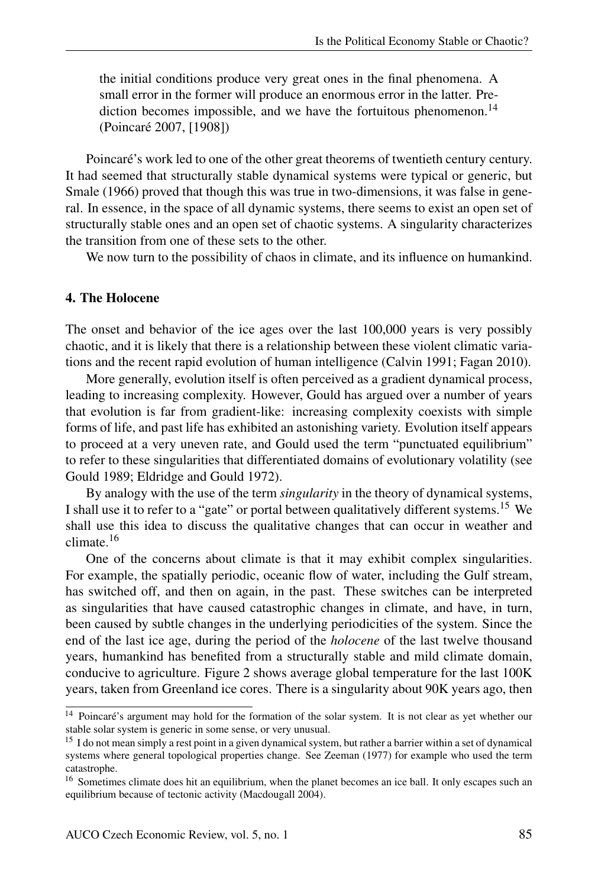> the initial conditions produce very great ones in the final phenomena. A small error in the former will produce an enormous error in the latter. Prediction becomes impossible, and we have the fortuitous phenomenon.[14] (Poincaré 2007, [1908])

Poincaré's work led to one of the other great theorems of twentieth century century. It had seemed that structurally stable dynamical systems were typical or generic, but Smale (1966) proved that though this was true in two-dimensions, it was false in general. In essence, in the space of all dynamic systems, there seems to exist an open set of structurally stable ones and an open set of chaotic systems. A singularity characterizes the transition from one of these sets to the other.

We now turn to the possibility of chaos in climate, and its influence on humankind.

## 4. The Holocene

The onset and behavior of the ice ages over the last 100,000 years is very possibly chaotic, and it is likely that there is a relationship between these violent climatic variations and the recent rapid evolution of human intelligence (Calvin 1991; Fagan 2010).

More generally, evolution itself is often perceived as a gradient dynamical process, leading to increasing complexity. However, Gould has argued over a number of years that evolution is far from gradient-like: increasing complexity coexists with simple forms of life, and past life has exhibited an astonishing variety. Evolution itself appears to proceed at a very uneven rate, and Gould used the term "punctuated equilibrium" to refer to these singularities that differentiated domains of evolutionary volatility (see Gould 1989; Eldridge and Gould 1972).

By analogy with the use of the term *singularity* in the theory of dynamical systems, I shall use it to refer to a "gate" or portal between qualitatively different systems.[15] We shall use this idea to discuss the qualitative changes that can occur in weather and climate.[16]

One of the concerns about climate is that it may exhibit complex singularities. For example, the spatially periodic, oceanic flow of water, including the Gulf stream, has switched off, and then on again, in the past. These switches can be interpreted as singularities that have caused catastrophic changes in climate, and have, in turn, been caused by subtle changes in the underlying periodicities of the system. Since the end of the last ice age, during the period of the *holocene* of the last twelve thousand years, humankind has benefited from a structurally stable and mild climate domain, conducive to agriculture. Figure 2 shows average global temperature for the last 100K years, taken from Greenland ice cores. There is a singularity about 90K years ago, then

---

[14] Poincaré's argument may hold for the formation of the solar system. It is not clear as yet whether our stable solar system is generic in some sense, or very unusual.

[15] I do not mean simply a rest point in a given dynamical system, but rather a barrier within a set of dynamical systems where general topological properties change. See Zeeman (1977) for example who used the term catastrophe.

[16] Sometimes climate does hit an equilibrium, when the planet becomes an ice ball. It only escapes such an equilibrium because of tectonic activity (Macdougall 2004).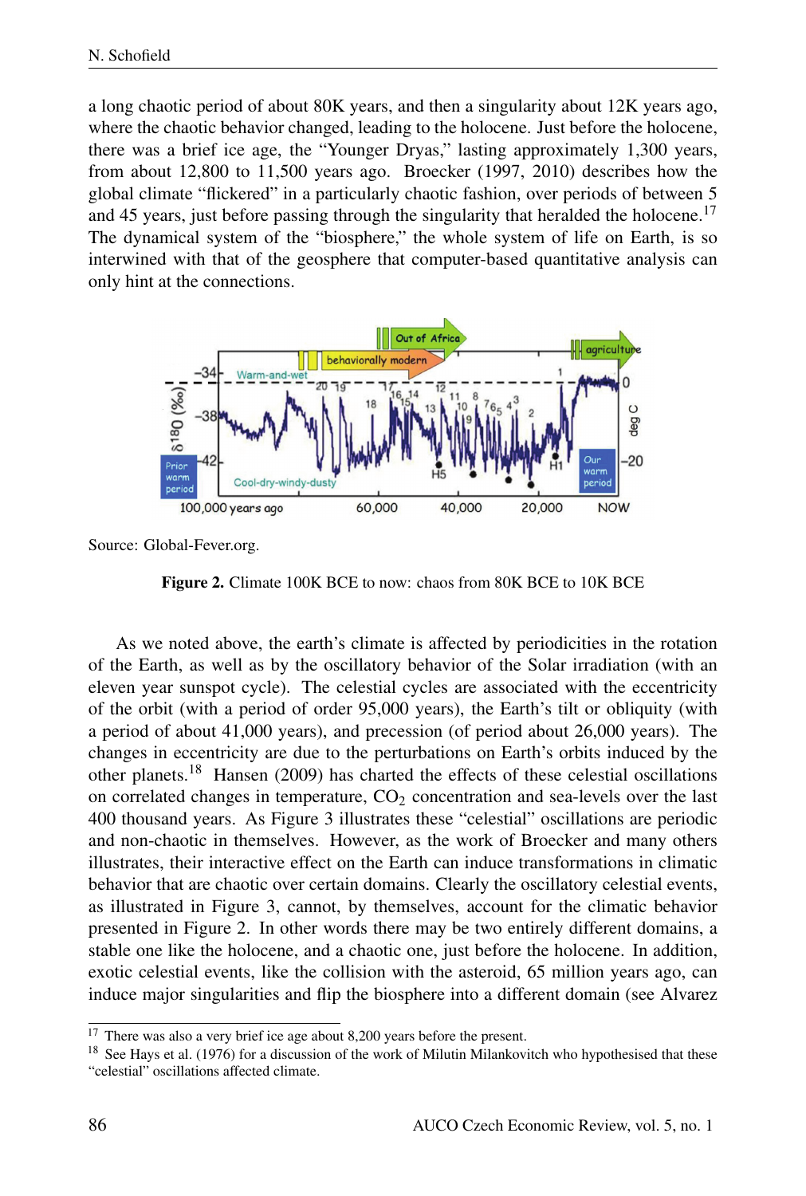a long chaotic period of about 80K years, and then a singularity about 12K years ago, where the chaotic behavior changed, leading to the holocene. Just before the holocene, there was a brief ice age, the "Younger Dryas," lasting approximately 1,300 years, from about 12,800 to 11,500 years ago. Broecker (1997, 2010) describes how the global climate "flickered" in a particularly chaotic fashion, over periods of between 5 and 45 years, just before passing through the singularity that heralded the holocene.[17] The dynamical system of the "biosphere," the whole system of life on Earth, is so interwined with that of the geosphere that computer-based quantitative analysis can only hint at the connections.

Source: Global-Fever.org.

**Figure 2.** Climate 100K BCE to now: chaos from 80K BCE to 10K BCE

As we noted above, the earth's climate is affected by periodicities in the rotation of the Earth, as well as by the oscillatory behavior of the Solar irradiation (with an eleven year sunspot cycle). The celestial cycles are associated with the eccentricity of the orbit (with a period of order 95,000 years), the Earth's tilt or obliquity (with a period of about 41,000 years), and precession (of period about 26,000 years). The changes in eccentricity are due to the perturbations on Earth's orbits induced by the other planets.[18] Hansen (2009) has charted the effects of these celestial oscillations on correlated changes in temperature, $CO_2$ concentration and sea-levels over the last 400 thousand years. As Figure 3 illustrates these "celestial" oscillations are periodic and non-chaotic in themselves. However, as the work of Broecker and many others illustrates, their interactive effect on the Earth can induce transformations in climatic behavior that are chaotic over certain domains. Clearly the oscillatory celestial events, as illustrated in Figure 3, cannot, by themselves, account for the climatic behavior presented in Figure 2. In other words there may be two entirely different domains, a stable one like the holocene, and a chaotic one, just before the holocene. In addition, exotic celestial events, like the collision with the asteroid, 65 million years ago, can induce major singularities and flip the biosphere into a different domain (see Alvarez

[17] There was also a very brief ice age about 8,200 years before the present.

[18] See Hays et al. (1976) for a discussion of the work of Milutin Milankovitch who hypothesised that these "celestial" oscillations affected climate.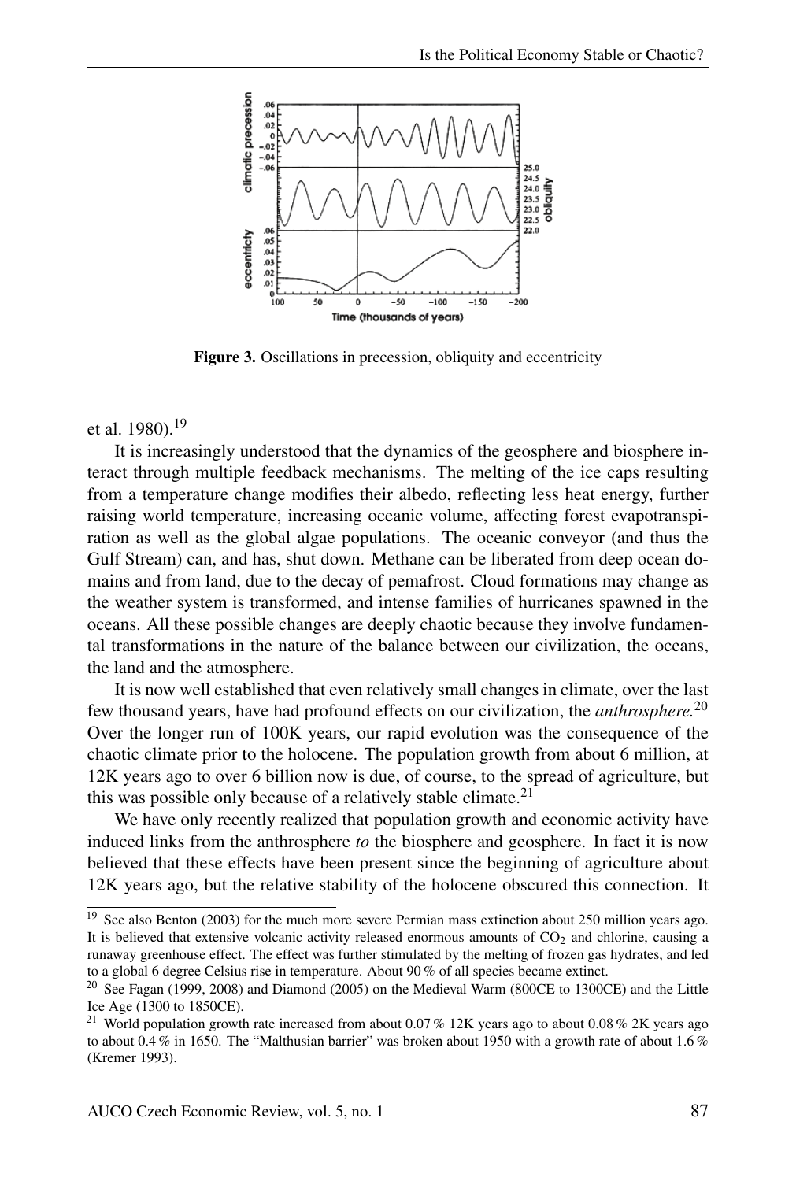**Figure 3.** Oscillations in precession, obliquity and eccentricity

et al. 1980).[19]

It is increasingly understood that the dynamics of the geosphere and biosphere interact through multiple feedback mechanisms. The melting of the ice caps resulting from a temperature change modifies their albedo, reflecting less heat energy, further raising world temperature, increasing oceanic volume, affecting forest evapotranspiration as well as the global algae populations. The oceanic conveyor (and thus the Gulf Stream) can, and has, shut down. Methane can be liberated from deep ocean domains and from land, due to the decay of pemafrost. Cloud formations may change as the weather system is transformed, and intense families of hurricanes spawned in the oceans. All these possible changes are deeply chaotic because they involve fundamental transformations in the nature of the balance between our civilization, the oceans, the land and the atmosphere.

It is now well established that even relatively small changes in climate, over the last few thousand years, have had profound effects on our civilization, the *anthrosphere.*[20] Over the longer run of 100K years, our rapid evolution was the consequence of the chaotic climate prior to the holocene. The population growth from about 6 million, at 12K years ago to over 6 billion now is due, of course, to the spread of agriculture, but this was possible only because of a relatively stable climate.[21]

We have only recently realized that population growth and economic activity have induced links from the anthrosphere *to* the biosphere and geosphere. In fact it is now believed that these effects have been present since the beginning of agriculture about 12K years ago, but the relative stability of the holocene obscured this connection. It

[19] See also Benton (2003) for the much more severe Permian mass extinction about 250 million years ago. It is believed that extensive volcanic activity released enormous amounts of $CO_2$ and chlorine, causing a runaway greenhouse effect. The effect was further stimulated by the melting of frozen gas hydrates, and led to a global 6 degree Celsius rise in temperature. About 90 % of all species became extinct.

[20] See Fagan (1999, 2008) and Diamond (2005) on the Medieval Warm (800CE to 1300CE) and the Little Ice Age (1300 to 1850CE).

[21] World population growth rate increased from about 0.07 % 12K years ago to about 0.08 % 2K years ago to about 0.4 % in 1650. The "Malthusian barrier" was broken about 1950 with a growth rate of about 1.6 % (Kremer 1993).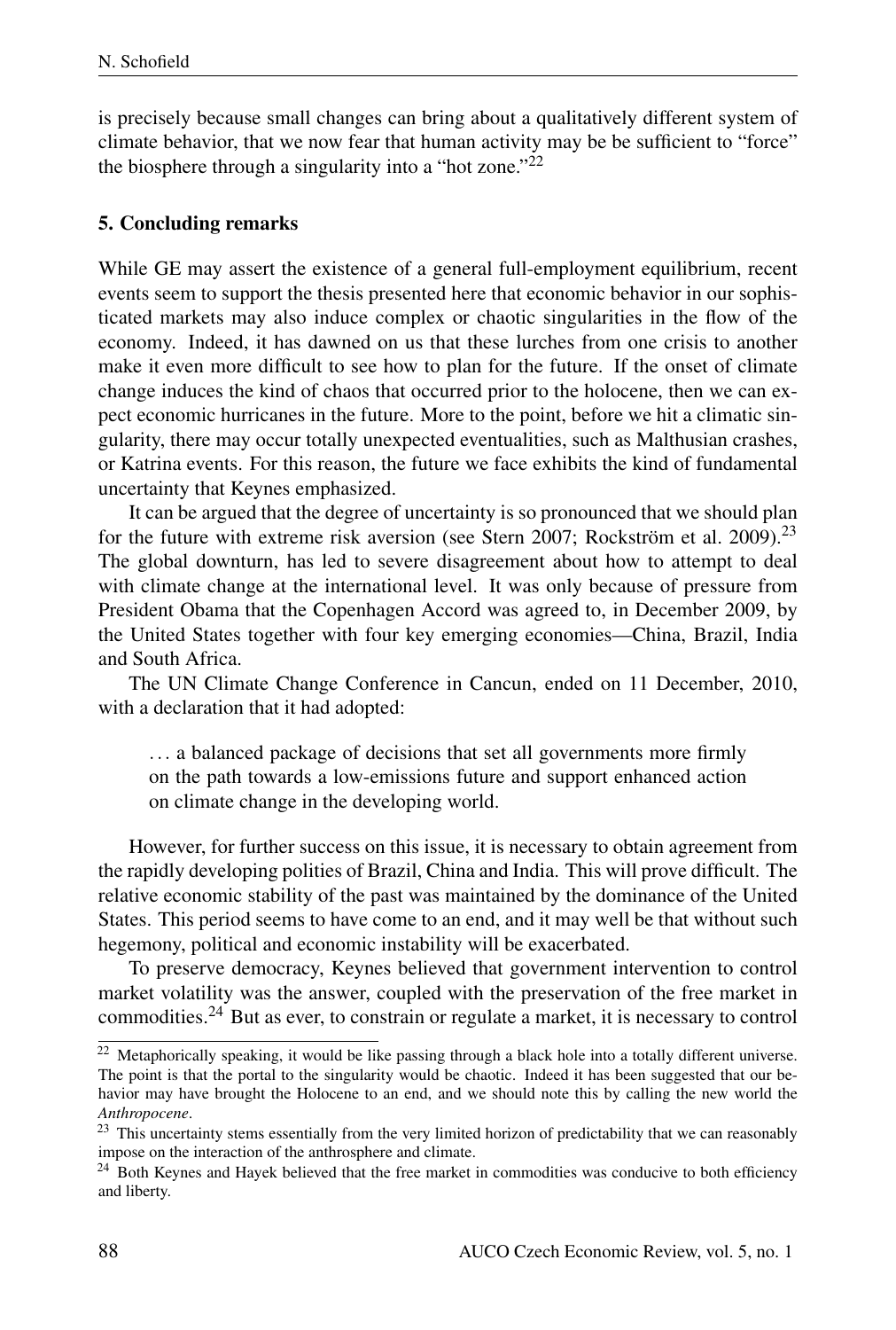is precisely because small changes can bring about a qualitatively different system of climate behavior, that we now fear that human activity may be be sufficient to "force" the biosphere through a singularity into a "hot zone."[22]

## 5. Concluding remarks

While GE may assert the existence of a general full-employment equilibrium, recent events seem to support the thesis presented here that economic behavior in our sophisticated markets may also induce complex or chaotic singularities in the flow of the economy. Indeed, it has dawned on us that these lurches from one crisis to another make it even more difficult to see how to plan for the future. If the onset of climate change induces the kind of chaos that occurred prior to the holocene, then we can expect economic hurricanes in the future. More to the point, before we hit a climatic singularity, there may occur totally unexpected eventualities, such as Malthusian crashes, or Katrina events. For this reason, the future we face exhibits the kind of fundamental uncertainty that Keynes emphasized.

It can be argued that the degree of uncertainty is so pronounced that we should plan for the future with extreme risk aversion (see Stern 2007; Rockström et al. 2009).[23] The global downturn, has led to severe disagreement about how to attempt to deal with climate change at the international level. It was only because of pressure from President Obama that the Copenhagen Accord was agreed to, in December 2009, by the United States together with four key emerging economies—China, Brazil, India and South Africa.

The UN Climate Change Conference in Cancun, ended on 11 December, 2010, with a declaration that it had adopted:

> … a balanced package of decisions that set all governments more firmly on the path towards a low-emissions future and support enhanced action on climate change in the developing world.

However, for further success on this issue, it is necessary to obtain agreement from the rapidly developing polities of Brazil, China and India. This will prove difficult. The relative economic stability of the past was maintained by the dominance of the United States. This period seems to have come to an end, and it may well be that without such hegemony, political and economic instability will be exacerbated.

To preserve democracy, Keynes believed that government intervention to control market volatility was the answer, coupled with the preservation of the free market in commodities.[24] But as ever, to constrain or regulate a market, it is necessary to control

---

[22] Metaphorically speaking, it would be like passing through a black hole into a totally different universe. The point is that the portal to the singularity would be chaotic. Indeed it has been suggested that our behavior may have brought the Holocene to an end, and we should note this by calling the new world the *Anthropocene*.

[23] This uncertainty stems essentially from the very limited horizon of predictability that we can reasonably impose on the interaction of the anthrosphere and climate.

[24] Both Keynes and Hayek believed that the free market in commodities was conducive to both efficiency and liberty.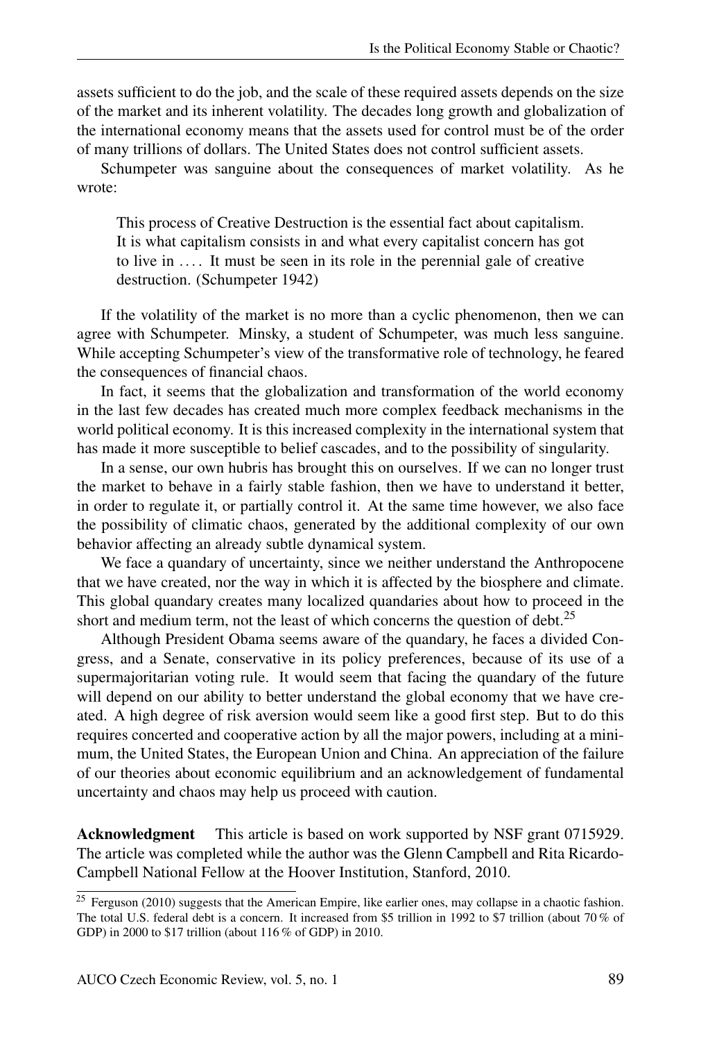assets sufficient to do the job, and the scale of these required assets depends on the size of the market and its inherent volatility. The decades long growth and globalization of the international economy means that the assets used for control must be of the order of many trillions of dollars. The United States does not control sufficient assets.

Schumpeter was sanguine about the consequences of market volatility. As he wrote:

> This process of Creative Destruction is the essential fact about capitalism. It is what capitalism consists in and what every capitalist concern has got to live in .... It must be seen in its role in the perennial gale of creative destruction. (Schumpeter 1942)

If the volatility of the market is no more than a cyclic phenomenon, then we can agree with Schumpeter. Minsky, a student of Schumpeter, was much less sanguine. While accepting Schumpeter's view of the transformative role of technology, he feared the consequences of financial chaos.

In fact, it seems that the globalization and transformation of the world economy in the last few decades has created much more complex feedback mechanisms in the world political economy. It is this increased complexity in the international system that has made it more susceptible to belief cascades, and to the possibility of singularity.

In a sense, our own hubris has brought this on ourselves. If we can no longer trust the market to behave in a fairly stable fashion, then we have to understand it better, in order to regulate it, or partially control it. At the same time however, we also face the possibility of climatic chaos, generated by the additional complexity of our own behavior affecting an already subtle dynamical system.

We face a quandary of uncertainty, since we neither understand the Anthropocene that we have created, nor the way in which it is affected by the biosphere and climate. This global quandary creates many localized quandaries about how to proceed in the short and medium term, not the least of which concerns the question of debt.[25]

Although President Obama seems aware of the quandary, he faces a divided Congress, and a Senate, conservative in its policy preferences, because of its use of a supermajoritarian voting rule. It would seem that facing the quandary of the future will depend on our ability to better understand the global economy that we have created. A high degree of risk aversion would seem like a good first step. But to do this requires concerted and cooperative action by all the major powers, including at a minimum, the United States, the European Union and China. An appreciation of the failure of our theories about economic equilibrium and an acknowledgement of fundamental uncertainty and chaos may help us proceed with caution.

**Acknowledgment** This article is based on work supported by NSF grant 0715929. The article was completed while the author was the Glenn Campbell and Rita Ricardo-Campbell National Fellow at the Hoover Institution, Stanford, 2010.

[25] Ferguson (2010) suggests that the American Empire, like earlier ones, may collapse in a chaotic fashion. The total U.S. federal debt is a concern. It increased from $5 trillion in 1992 to $7 trillion (about 70 % of GDP) in 2000 to $17 trillion (about 116 % of GDP) in 2010.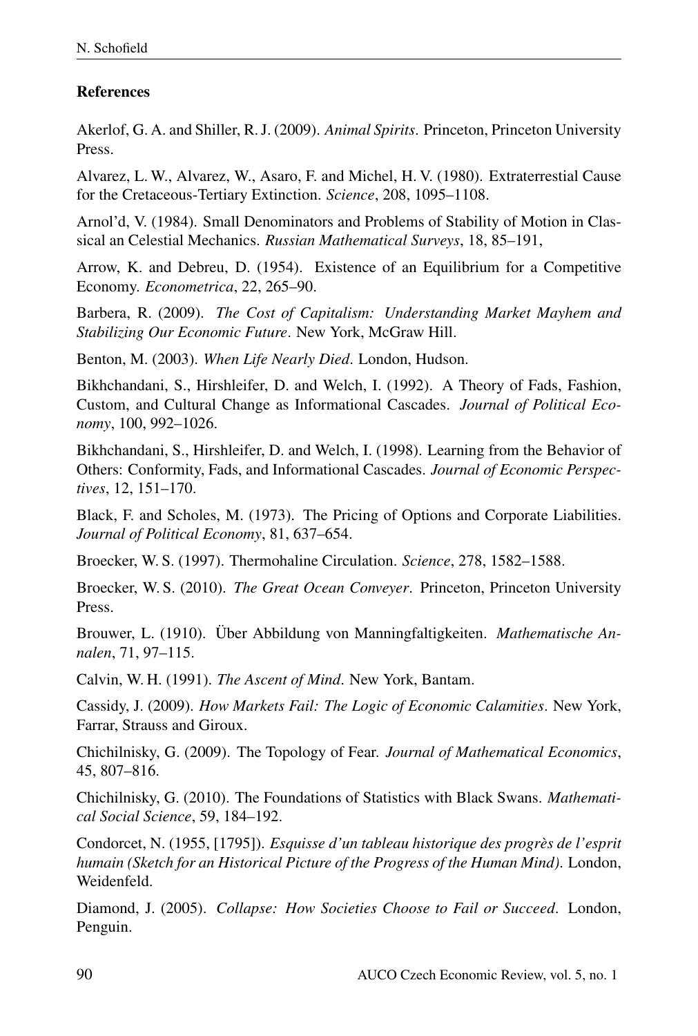## References

Akerlof, G. A. and Shiller, R. J. (2009). *Animal Spirits*. Princeton, Princeton University Press.

Alvarez, L. W., Alvarez, W., Asaro, F. and Michel, H. V. (1980). Extraterrestial Cause for the Cretaceous-Tertiary Extinction. *Science*, 208, 1095–1108.

Arnol'd, V. (1984). Small Denominators and Problems of Stability of Motion in Classical an Celestial Mechanics. *Russian Mathematical Surveys*, 18, 85–191,

Arrow, K. and Debreu, D. (1954). Existence of an Equilibrium for a Competitive Economy. *Econometrica*, 22, 265–90.

Barbera, R. (2009). *The Cost of Capitalism: Understanding Market Mayhem and Stabilizing Our Economic Future*. New York, McGraw Hill.

Benton, M. (2003). *When Life Nearly Died*. London, Hudson.

Bikhchandani, S., Hirshleifer, D. and Welch, I. (1992). A Theory of Fads, Fashion, Custom, and Cultural Change as Informational Cascades. *Journal of Political Economy*, 100, 992–1026.

Bikhchandani, S., Hirshleifer, D. and Welch, I. (1998). Learning from the Behavior of Others: Conformity, Fads, and Informational Cascades. *Journal of Economic Perspectives*, 12, 151–170.

Black, F. and Scholes, M. (1973). The Pricing of Options and Corporate Liabilities. *Journal of Political Economy*, 81, 637–654.

Broecker, W. S. (1997). Thermohaline Circulation. *Science*, 278, 1582–1588.

Broecker, W. S. (2010). *The Great Ocean Conveyer*. Princeton, Princeton University Press.

Brouwer, L. (1910). Über Abbildung von Manningfaltigkeiten. *Mathematische Annalen*, 71, 97–115.

Calvin, W. H. (1991). *The Ascent of Mind*. New York, Bantam.

Cassidy, J. (2009). *How Markets Fail: The Logic of Economic Calamities*. New York, Farrar, Strauss and Giroux.

Chichilnisky, G. (2009). The Topology of Fear. *Journal of Mathematical Economics*, 45, 807–816.

Chichilnisky, G. (2010). The Foundations of Statistics with Black Swans. *Mathematical Social Science*, 59, 184–192.

Condorcet, N. (1955, [1795]). *Esquisse d'un tableau historique des progrès de l'esprit humain (Sketch for an Historical Picture of the Progress of the Human Mind)*. London, Weidenfeld.

Diamond, J. (2005). *Collapse: How Societies Choose to Fail or Succeed*. London, Penguin.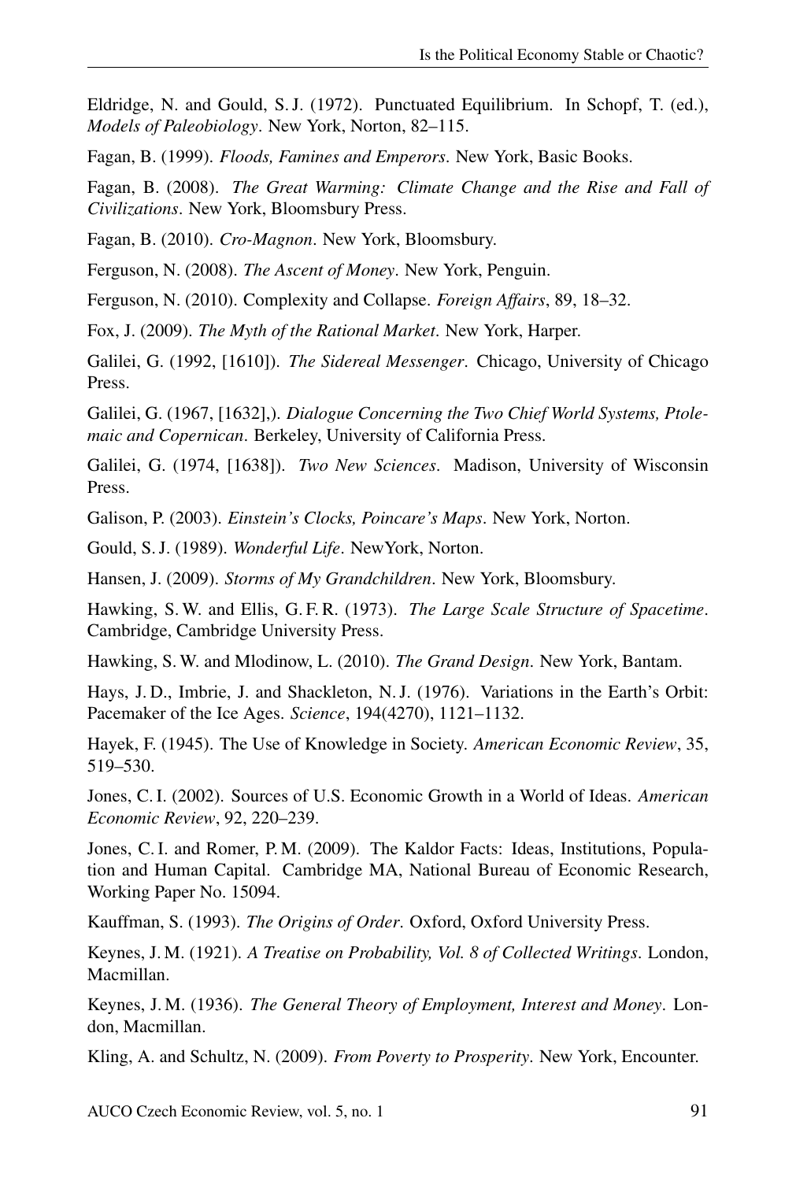Eldridge, N. and Gould, S. J. (1972). Punctuated Equilibrium. In Schopf, T. (ed.), *Models of Paleobiology*. New York, Norton, 82–115.

Fagan, B. (1999). *Floods, Famines and Emperors*. New York, Basic Books.

Fagan, B. (2008). *The Great Warming: Climate Change and the Rise and Fall of Civilizations*. New York, Bloomsbury Press.

Fagan, B. (2010). *Cro-Magnon*. New York, Bloomsbury.

Ferguson, N. (2008). *The Ascent of Money*. New York, Penguin.

Ferguson, N. (2010). Complexity and Collapse. *Foreign Affairs*, 89, 18–32.

Fox, J. (2009). *The Myth of the Rational Market*. New York, Harper.

Galilei, G. (1992, [1610]). *The Sidereal Messenger*. Chicago, University of Chicago Press.

Galilei, G. (1967, [1632],). *Dialogue Concerning the Two Chief World Systems, Ptolemaic and Copernican*. Berkeley, University of California Press.

Galilei, G. (1974, [1638]). *Two New Sciences*. Madison, University of Wisconsin Press.

Galison, P. (2003). *Einstein's Clocks, Poincare's Maps*. New York, Norton.

Gould, S. J. (1989). *Wonderful Life*. NewYork, Norton.

Hansen, J. (2009). *Storms of My Grandchildren*. New York, Bloomsbury.

Hawking, S. W. and Ellis, G. F. R. (1973). *The Large Scale Structure of Spacetime*. Cambridge, Cambridge University Press.

Hawking, S. W. and Mlodinow, L. (2010). *The Grand Design*. New York, Bantam.

Hays, J. D., Imbrie, J. and Shackleton, N. J. (1976). Variations in the Earth's Orbit: Pacemaker of the Ice Ages. *Science*, 194(4270), 1121–1132.

Hayek, F. (1945). The Use of Knowledge in Society. *American Economic Review*, 35, 519–530.

Jones, C. I. (2002). Sources of U.S. Economic Growth in a World of Ideas. *American Economic Review*, 92, 220–239.

Jones, C. I. and Romer, P. M. (2009). The Kaldor Facts: Ideas, Institutions, Population and Human Capital. Cambridge MA, National Bureau of Economic Research, Working Paper No. 15094.

Kauffman, S. (1993). *The Origins of Order*. Oxford, Oxford University Press.

Keynes, J. M. (1921). *A Treatise on Probability, Vol. 8 of Collected Writings*. London, Macmillan.

Keynes, J. M. (1936). *The General Theory of Employment, Interest and Money*. London, Macmillan.

Kling, A. and Schultz, N. (2009). *From Poverty to Prosperity*. New York, Encounter.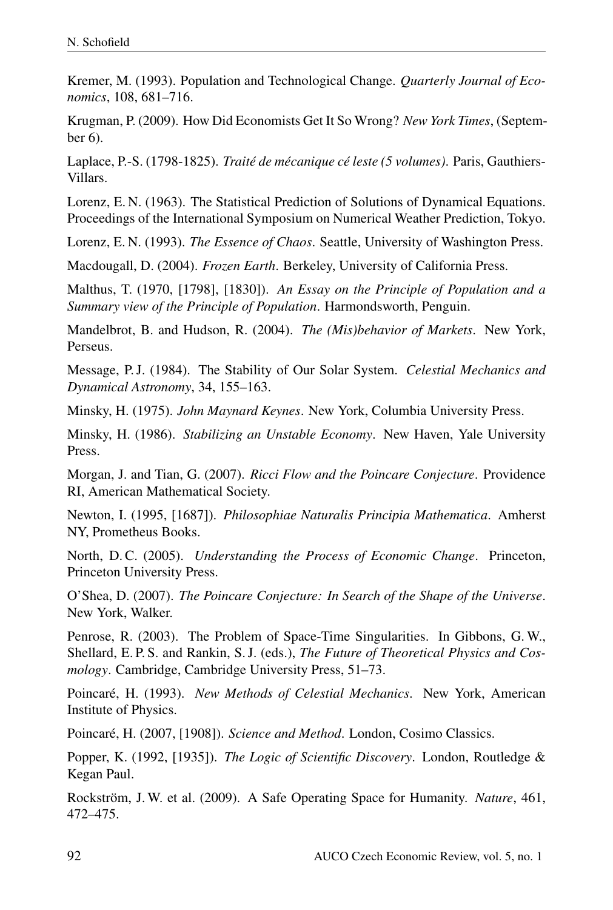Kremer, M. (1993). Population and Technological Change. *Quarterly Journal of Economics*, 108, 681–716.

Krugman, P. (2009). How Did Economists Get It So Wrong? *New York Times*, (September 6).

Laplace, P.-S. (1798-1825). *Traité de mécanique cé leste (5 volumes)*. Paris, Gauthiers-Villars.

Lorenz, E. N. (1963). The Statistical Prediction of Solutions of Dynamical Equations. Proceedings of the International Symposium on Numerical Weather Prediction, Tokyo.

Lorenz, E. N. (1993). *The Essence of Chaos*. Seattle, University of Washington Press.

Macdougall, D. (2004). *Frozen Earth*. Berkeley, University of California Press.

Malthus, T. (1970, [1798], [1830]). *An Essay on the Principle of Population and a Summary view of the Principle of Population*. Harmondsworth, Penguin.

Mandelbrot, B. and Hudson, R. (2004). *The (Mis)behavior of Markets*. New York, Perseus.

Message, P. J. (1984). The Stability of Our Solar System. *Celestial Mechanics and Dynamical Astronomy*, 34, 155–163.

Minsky, H. (1975). *John Maynard Keynes*. New York, Columbia University Press.

Minsky, H. (1986). *Stabilizing an Unstable Economy*. New Haven, Yale University Press.

Morgan, J. and Tian, G. (2007). *Ricci Flow and the Poincare Conjecture*. Providence RI, American Mathematical Society.

Newton, I. (1995, [1687]). *Philosophiae Naturalis Principia Mathematica*. Amherst NY, Prometheus Books.

North, D. C. (2005). *Understanding the Process of Economic Change*. Princeton, Princeton University Press.

O'Shea, D. (2007). *The Poincare Conjecture: In Search of the Shape of the Universe*. New York, Walker.

Penrose, R. (2003). The Problem of Space-Time Singularities. In Gibbons, G. W., Shellard, E. P. S. and Rankin, S. J. (eds.), *The Future of Theoretical Physics and Cosmology*. Cambridge, Cambridge University Press, 51–73.

Poincaré, H. (1993). *New Methods of Celestial Mechanics*. New York, American Institute of Physics.

Poincaré, H. (2007, [1908]). *Science and Method*. London, Cosimo Classics.

Popper, K. (1992, [1935]). *The Logic of Scientific Discovery*. London, Routledge & Kegan Paul.

Rockström, J. W. et al. (2009). A Safe Operating Space for Humanity. *Nature*, 461, 472–475.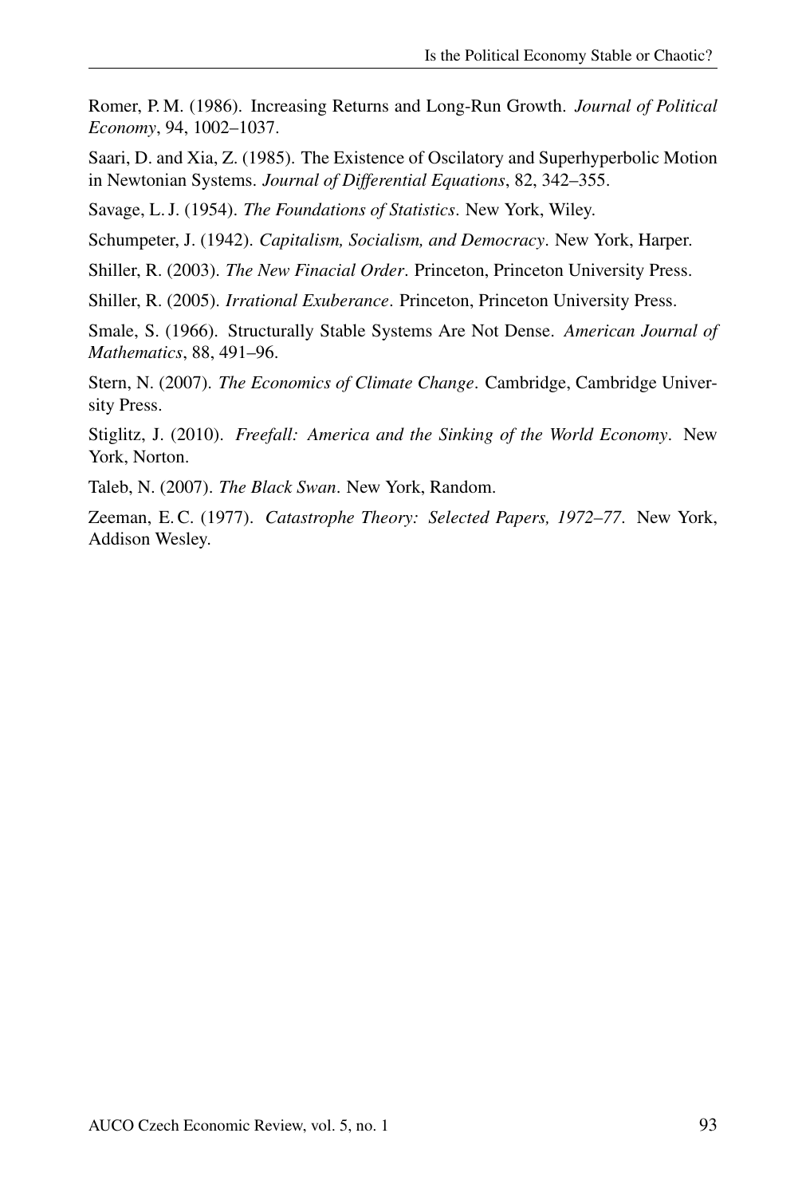Romer, P. M. (1986). Increasing Returns and Long-Run Growth. *Journal of Political Economy*, 94, 1002–1037.

Saari, D. and Xia, Z. (1985). The Existence of Oscilatory and Superhyperbolic Motion in Newtonian Systems. *Journal of Differential Equations*, 82, 342–355.

Savage, L. J. (1954). *The Foundations of Statistics*. New York, Wiley.

Schumpeter, J. (1942). *Capitalism, Socialism, and Democracy*. New York, Harper.

Shiller, R. (2003). *The New Finacial Order*. Princeton, Princeton University Press.

Shiller, R. (2005). *Irrational Exuberance*. Princeton, Princeton University Press.

Smale, S. (1966). Structurally Stable Systems Are Not Dense. *American Journal of Mathematics*, 88, 491–96.

Stern, N. (2007). *The Economics of Climate Change*. Cambridge, Cambridge University Press.

Stiglitz, J. (2010). *Freefall: America and the Sinking of the World Economy*. New York, Norton.

Taleb, N. (2007). *The Black Swan*. New York, Random.

Zeeman, E. C. (1977). *Catastrophe Theory: Selected Papers, 1972–77*. New York, Addison Wesley.